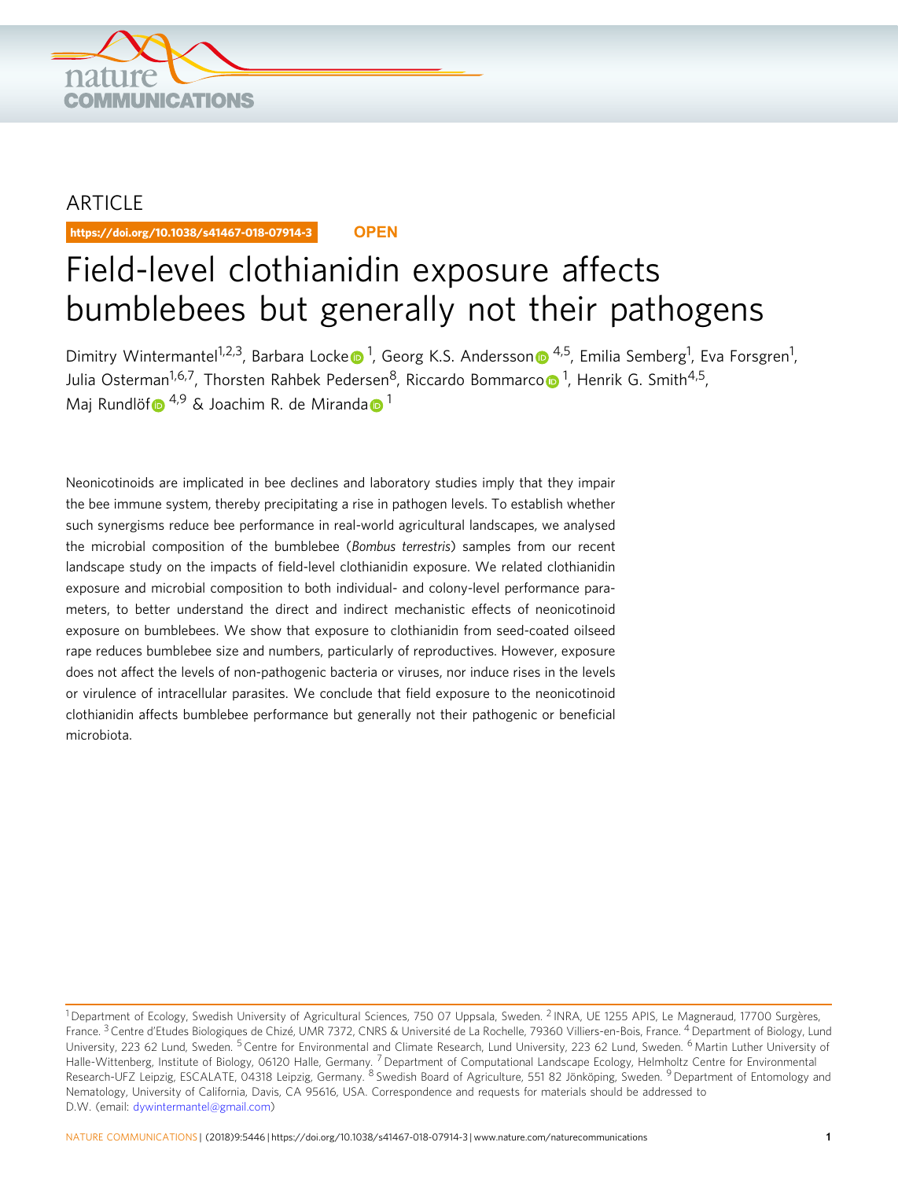ARTICLE

https://doi.org/10.1038/s41467-018-07914-3 OPEN

# Field-level clothianidin exposure affects bumblebees but generally not their pathogens

Dimitry Wintermantel[1,2,3], Barbara Locke[1], Georg K.S. Andersson[4,5], Emilia Semberg[1], Eva Forsgren[1], Julia Osterman[1,6,7], Thorsten Rahbek Pedersen[8], Riccardo Bommarco[1], Henrik G. Smith[4,5], Maj Rundlöf[4,9] & Joachim R. de Miranda[1]

Neonicotinoids are implicated in bee declines and laboratory studies imply that they impair the bee immune system, thereby precipitating a rise in pathogen levels. To establish whether such synergisms reduce bee performance in real-world agricultural landscapes, we analysed the microbial composition of the bumblebee (*Bombus terrestris*) samples from our recent landscape study on the impacts of field-level clothianidin exposure. We related clothianidin exposure and microbial composition to both individual- and colony-level performance parameters, to better understand the direct and indirect mechanistic effects of neonicotinoid exposure on bumblebees. We show that exposure to clothianidin from seed-coated oilseed rape reduces bumblebee size and numbers, particularly of reproductives. However, exposure does not affect the levels of non-pathogenic bacteria or viruses, nor induce rises in the levels or virulence of intracellular parasites. We conclude that field exposure to the neonicotinoid clothianidin affects bumblebee performance but generally not their pathogenic or beneficial microbiota.

[1] Department of Ecology, Swedish University of Agricultural Sciences, 750 07 Uppsala, Sweden. [2] INRA, UE 1255 APIS, Le Magneraud, 17700 Surgères, France. [3] Centre d'Etudes Biologiques de Chizé, UMR 7372, CNRS & Université de La Rochelle, 79360 Villiers-en-Bois, France. [4] Department of Biology, Lund University, 223 62 Lund, Sweden. [5] Centre for Environmental and Climate Research, Lund University, 223 62 Lund, Sweden. [6] Martin Luther University of Halle-Wittenberg, Institute of Biology, 06120 Halle, Germany. [7] Department of Computational Landscape Ecology, Helmholtz Centre for Environmental Research-UFZ Leipzig, ESCALATE, 04318 Leipzig, Germany. [8] Swedish Board of Agriculture, 551 82 Jönköping, Sweden. [9] Department of Entomology and Nematology, University of California, Davis, CA 95616, USA. Correspondence and requests for materials should be addressed to D.W. (email: dywintermantel@gmail.com)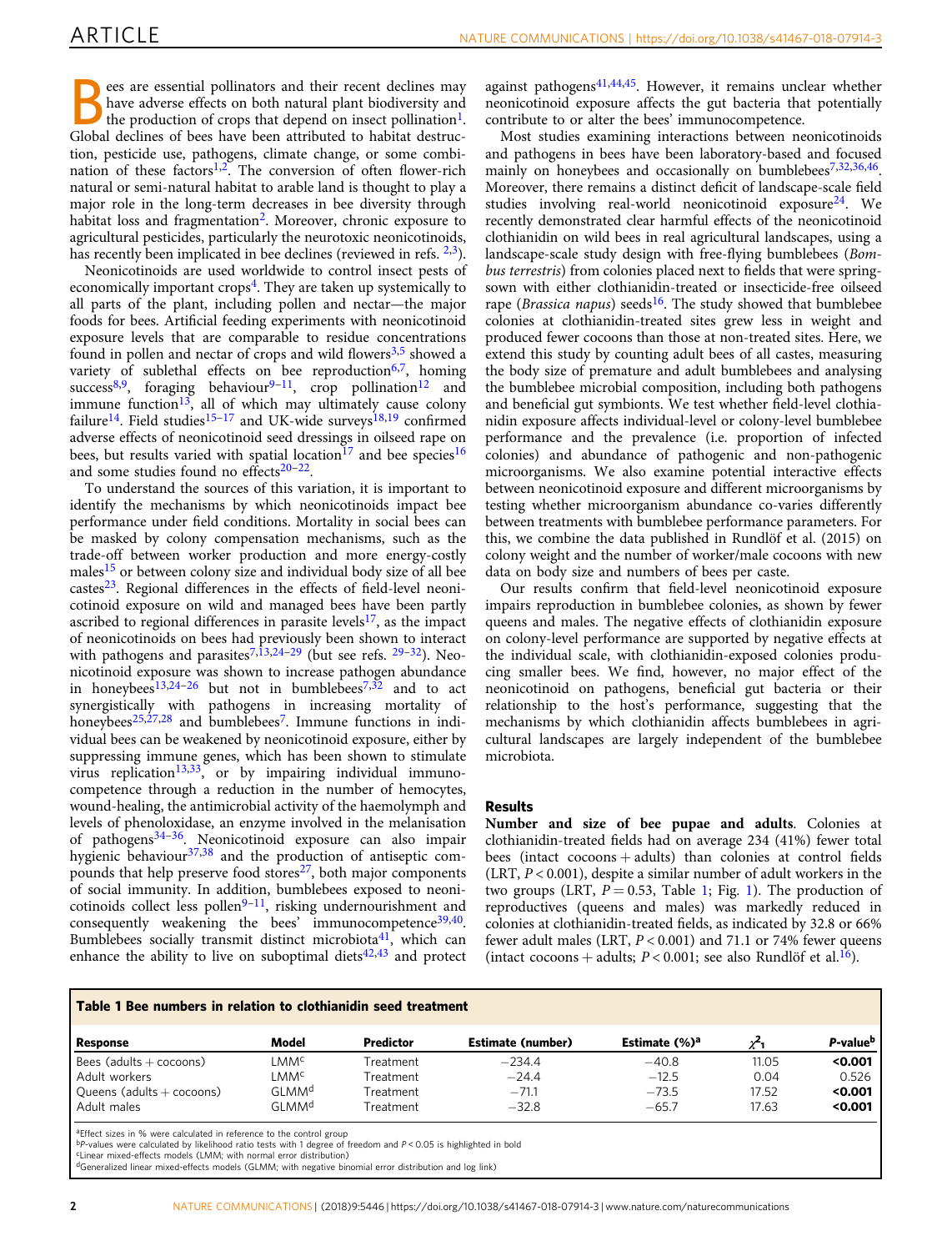Bees are essential pollinators and their recent declines may have adverse effects on both natural plant biodiversity and the production of crops that depend on insect pollination[1]. Global declines of bees have been attributed to habitat destruction, pesticide use, pathogens, climate change, or some combination of these factors[1,2]. The conversion of often flower-rich natural or semi-natural habitat to arable land is thought to play a major role in the long-term decreases in bee diversity through habitat loss and fragmentation[2]. Moreover, chronic exposure to agricultural pesticides, particularly the neurotoxic neonicotinoids, has recently been implicated in bee declines (reviewed in refs. [2,3]).

Neonicotinoids are used worldwide to control insect pests of economically important crops[4]. They are taken up systemically to all parts of the plant, including pollen and nectar—the major foods for bees. Artificial feeding experiments with neonicotinoid exposure levels that are comparable to residue concentrations found in pollen and nectar of crops and wild flowers[3,5] showed a variety of sublethal effects on bee reproduction[6,7], homing success[8,9], foraging behaviour[9–11], crop pollination[12] and immune function[13], all of which may ultimately cause colony failure[14]. Field studies[15–17] and UK-wide surveys[18,19] confirmed adverse effects of neonicotinoid seed dressings in oilseed rape on bees, but results varied with spatial location[17] and bee species[16] and some studies found no effects[20–22].

To understand the sources of this variation, it is important to identify the mechanisms by which neonicotinoids impact bee performance under field conditions. Mortality in social bees can be masked by colony compensation mechanisms, such as the trade-off between worker production and more energy-costly males[15] or between colony size and individual body size of all bee castes[23]. Regional differences in the effects of field-level neonicotinoid exposure on wild and managed bees have been partly ascribed to regional differences in parasite levels[17], as the impact of neonicotinoids on bees had previously been shown to interact with pathogens and parasites[7,13,24–29] (but see refs. [29–32]). Neonicotinoid exposure was shown to increase pathogen abundance in honeybees[13,24–26] but not in bumblebees[7,32] and to act synergistically with pathogens in increasing mortality of honeybees[25,27,28] and bumblebees[7]. Immune functions in individual bees can be weakened by neonicotinoid exposure, either by suppressing immune genes, which has been shown to stimulate virus replication[13,33], or by impairing individual immunocompetence through a reduction in the number of hemocytes, wound-healing, the antimicrobial activity of the haemolymph and levels of phenoloxidase, an enzyme involved in the melanisation of pathogens[34–36]. Neonicotinoid exposure can also impair hygienic behaviour[37,38] and the production of antiseptic compounds that help preserve food stores[27], both major components of social immunity. In addition, bumblebees exposed to neonicotinoids collect less pollen[9–11], risking undernourishment and consequently weakening the bees' immunocompetence[39,40]. Bumblebees socially transmit distinct microbiota[41], which can enhance the ability to live on suboptimal diets[42,43] and protect against pathogens[41,44,45]. However, it remains unclear whether neonicotinoid exposure affects the gut bacteria that potentially contribute to or alter the bees' immunocompetence.

Most studies examining interactions between neonicotinoids and pathogens in bees have been laboratory-based and focused mainly on honeybees and occasionally on bumblebees[7,32,36,46]. Moreover, there remains a distinct deficit of landscape-scale field studies involving real-world neonicotinoid exposure[24]. We recently demonstrated clear harmful effects of the neonicotinoid clothianidin on wild bees in real agricultural landscapes, using a landscape-scale study design with free-flying bumblebees (*Bombus terrestris*) from colonies placed next to fields that were spring-sown with either clothianidin-treated or insecticide-free oilseed rape (*Brassica napus*) seeds[16]. The study showed that bumblebee colonies at clothianidin-treated sites grew less in weight and produced fewer cocoons than those at non-treated sites. Here, we extend this study by counting adult bees of all castes, measuring the body size of premature and adult bumblebees and analysing the bumblebee microbial composition, including both pathogens and beneficial gut symbionts. We test whether field-level clothianidin exposure affects individual-level or colony-level bumblebee performance and the prevalence (i.e. proportion of infected colonies) and abundance of pathogenic and non-pathogenic microorganisms. We also examine potential interactive effects between neonicotinoid exposure and different microorganisms by testing whether microorganism abundance co-varies differently between treatments with bumblebee performance parameters. For this, we combine the data published in Rundlöf et al. (2015) on colony weight and the number of worker/male cocoons with new data on body size and numbers of bees per caste.

Our results confirm that field-level neonicotinoid exposure impairs reproduction in bumblebee colonies, as shown by fewer queens and males. The negative effects of clothianidin exposure on colony-level performance are supported by negative effects at the individual scale, with clothianidin-exposed colonies producing smaller bees. We find, however, no major effect of the neonicotinoid on pathogens, beneficial gut bacteria or their relationship to the host's performance, suggesting that the mechanisms by which clothianidin affects bumblebees in agricultural landscapes are largely independent of the bumblebee microbiota.

## Results

**Number and size of bee pupae and adults**. Colonies at clothianidin-treated fields had on average 234 (41%) fewer total bees (intact cocoons + adults) than colonies at control fields (LRT, $P < 0.001$), despite a similar number of adult workers in the two groups (LRT, $P = 0.53$, Table 1; Fig. 1). The production of reproductives (queens and males) was markedly reduced in colonies at clothianidin-treated fields, as indicated by 32.8 or 66% fewer adult males (LRT, $P < 0.001$) and 71.1 or 74% fewer queens (intact cocoons + adults; $P < 0.001$; see also Rundlöf et al.[16]).

**Table 1 Bee numbers in relation to clothianidin seed treatment**

| Response | Model | Predictor | Estimate (number) | Estimate (%)[a] | $\chi^2_1$ | *P*-value[b] |
|---|---|---|---|---|---|---|
| Bees (adults + cocoons) | LMM[c] | Treatment | −234.4 | −40.8 | 11.05 | **<0.001** |
| Adult workers | LMM[c] | Treatment | −24.4 | −12.5 | 0.04 | 0.526 |
| Queens (adults + cocoons) | GLMM[d] | Treatment | −71.1 | −73.5 | 17.52 | **<0.001** |
| Adult males | GLMM[d] | Treatment | −32.8 | −65.7 | 17.63 | **<0.001** |

[a]Effect sizes in % were calculated in reference to the control group
[b]*P*-values were calculated by likelihood ratio tests with 1 degree of freedom and *P* < 0.05 is highlighted in bold
[c]Linear mixed-effects models (LMM; with normal error distribution)
[d]Generalized linear mixed-effects models (GLMM; with negative binomial error distribution and log link)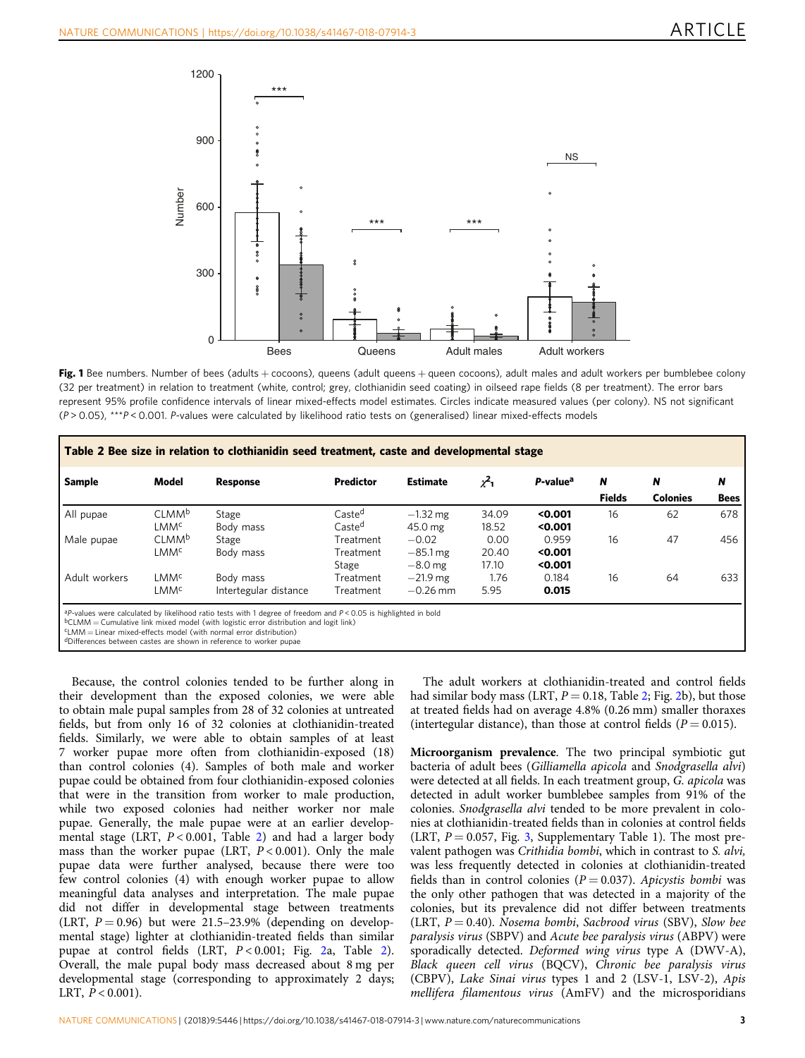**Fig. 1** Bee numbers. Number of bees (adults + cocoons), queens (adult queens + queen cocoons), adult males and adult workers per bumblebee colony (32 per treatment) in relation to treatment (white, control; grey, clothianidin seed coating) in oilseed rape fields (8 per treatment). The error bars represent 95% profile confidence intervals of linear mixed-effects model estimates. Circles indicate measured values (per colony). NS not significant ($P > 0.05$), ***$P < 0.001$. $P$-values were calculated by likelihood ratio tests on (generalised) linear mixed-effects models

**Table 2 Bee size in relation to clothianidin seed treatment, caste and developmental stage**

| Sample | Model | Response | Predictor | Estimate | $\chi^2_1$ | *P*-value[a] | *N* Fields | *N* Colonies | *N* Bees |
|---|---|---|---|---|---|---|---|---|---|
| All pupae | CLMM[b] | Stage | Caste[d] | −1.32 mg | 34.09 | **<0.001** | 16 | 62 | 678 |
| | LMM[c] | Body mass | Caste[d] | 45.0 mg | 18.52 | **<0.001** | | | |
| Male pupae | CLMM[b] | Stage | Treatment | −0.02 | 0.00 | 0.959 | 16 | 47 | 456 |
| | LMM[c] | Body mass | Treatment | −85.1 mg | 20.40 | **<0.001** | | | |
| | | | Stage | −8.0 mg | 17.10 | **<0.001** | | | |
| Adult workers | LMM[c] | Body mass | Treatment | −21.9 mg | 1.76 | 0.184 | 16 | 64 | 633 |
| | LMM[c] | Intergular distance | Treatment | −0.26 mm | 5.95 | **0.015** | | | |

[a]$P$-values were calculated by likelihood ratio tests with 1 degree of freedom and $P < 0.05$ is highlighted in bold
[b]CLMM = Cumulative link mixed model (with logistic error distribution and logit link)
[c]LMM = Linear mixed-effects model (with normal error distribution)
[d]Differences between castes are shown in reference to worker pupae

Because, the control colonies tended to be further along in their development than the exposed colonies, we were able to obtain male pupal samples from 28 of 32 colonies at untreated fields, but from only 16 of 32 colonies at clothianidin-treated fields. Similarly, we were able to obtain samples of at least 7 worker pupae more often from clothianidin-exposed (18) than control colonies (4). Samples of both male and worker pupae could be obtained from four clothianidin-exposed colonies that were in the transition from worker to male production, while two exposed colonies had neither worker nor male pupae. Generally, the male pupae were at an earlier developmental stage (LRT, $P < 0.001$, Table 2) and had a larger body mass than the worker pupae (LRT, $P < 0.001$). Only the male pupae data were further analysed, because there were too few control colonies (4) with enough worker pupae to allow meaningful data analyses and interpretation. The male pupae did not differ in developmental stage between treatments (LRT, $P = 0.96$) but were 21.5–23.9% (depending on developmental stage) lighter at clothianidin-treated fields than similar pupae at control fields (LRT, $P < 0.001$; Fig. 2a, Table 2). Overall, the male pupal body mass decreased about 8 mg per developmental stage (corresponding to approximately 2 days; LRT, $P < 0.001$).

The adult workers at clothianidin-treated and control fields had similar body mass (LRT, $P = 0.18$, Table 2; Fig. 2b), but those at treated fields had on average 4.8% (0.26 mm) smaller thoraxes (intertegular distance), than those at control fields ($P = 0.015$).

**Microorganism prevalence**. The two principal symbiotic gut bacteria of adult bees (*Gilliamella apicola* and *Snodgrasella alvi*) were detected at all fields. In each treatment group, *G. apicola* was detected in adult worker bumblebee samples from 91% of the colonies. *Snodgrasella alvi* tended to be more prevalent in colonies at clothianidin-treated fields than in colonies at control fields (LRT, $P = 0.057$, Fig. 3, Supplementary Table 1). The most prevalent pathogen was *Crithidia bombi*, which in contrast to *S. alvi,* was less frequently detected in colonies at clothianidin-treated fields than in control colonies ($P = 0.037$). *Apicystis bombi* was the only other pathogen that was detected in a majority of the colonies, but its prevalence did not differ between treatments (LRT, $P = 0.40$). *Nosema bombi*, *Sacbrood virus* (SBV), *Slow bee paralysis virus* (SBPV) and *Acute bee paralysis virus* (ABPV) were sporadically detected. *Deformed wing virus* type A (DWV-A), *Black queen cell virus* (BQCV), *Chronic bee paralysis virus* (CBPV), *Lake Sinai virus* types 1 and 2 (LSV-1, LSV-2), *Apis mellifera filamentous virus* (AmFV) and the microsporidians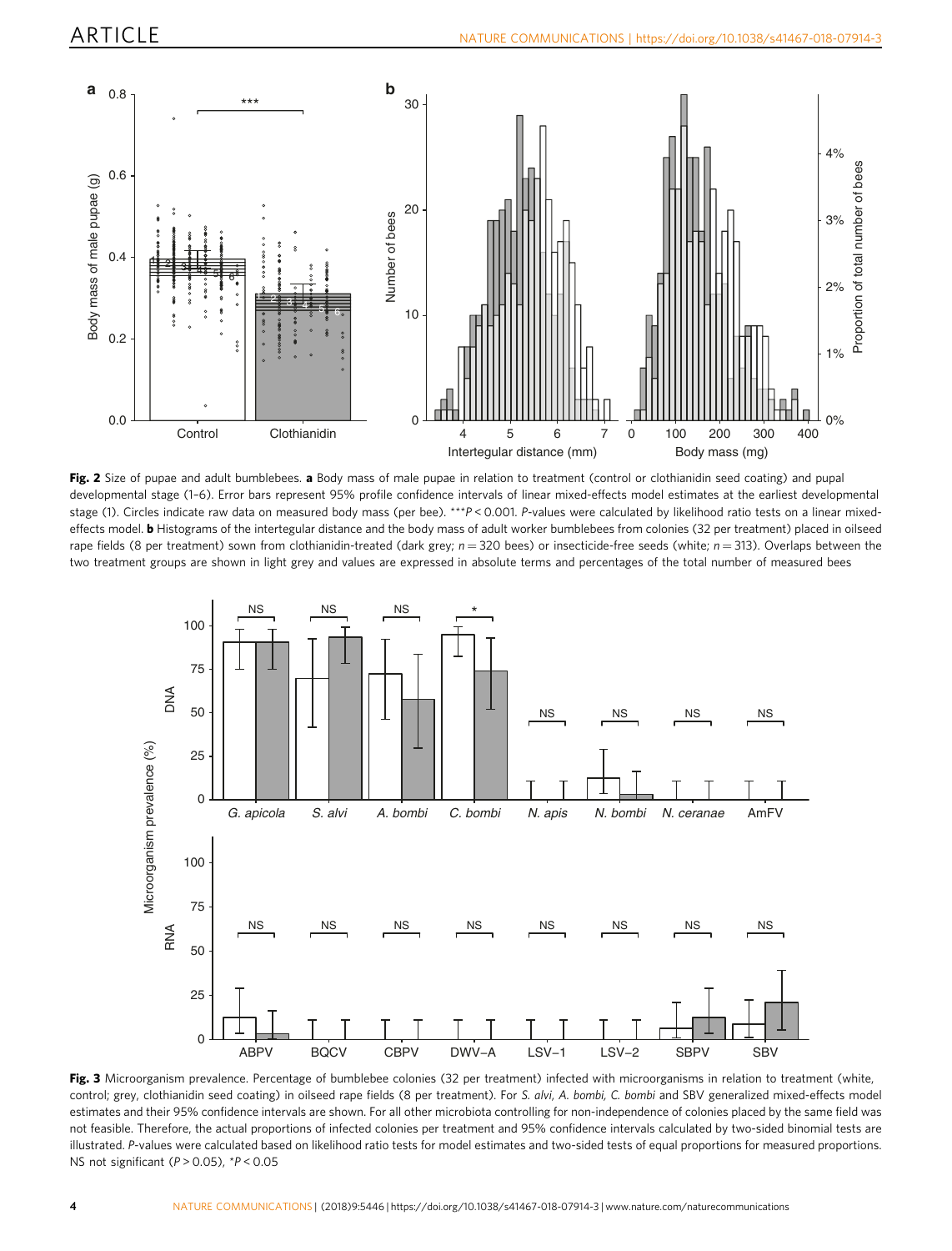**Fig. 2** Size of pupae and adult bumblebees. **a** Body mass of male pupae in relation to treatment (control or clothianidin seed coating) and pupal developmental stage (1–6). Error bars represent 95% profile confidence intervals of linear mixed-effects model estimates at the earliest developmental stage (1). Circles indicate raw data on measured body mass (per bee). ***$P < 0.001$. $P$-values were calculated by likelihood ratio tests on a linear mixed-effects model. **b** Histograms of the intertegular distance and the body mass of adult worker bumblebees from colonies (32 per treatment) placed in oilseed rape fields (8 per treatment) sown from clothianidin-treated (dark grey; $n = 320$ bees) or insecticide-free seeds (white; $n = 313$). Overlaps between the two treatment groups are shown in light grey and values are expressed in absolute terms and percentages of the total number of measured bees

**Fig. 3** Microorganism prevalence. Percentage of bumblebee colonies (32 per treatment) infected with microorganisms in relation to treatment (white, control; grey, clothianidin seed coating) in oilseed rape fields (8 per treatment). For *S. alvi*, *A. bombi*, *C. bombi* and SBV generalized mixed-effects model estimates and their 95% confidence intervals are shown. For all other microbiota controlling for non-independence of colonies placed by the same field was not feasible. Therefore, the actual proportions of infected colonies per treatment and 95% confidence intervals calculated by two-sided binomial tests are illustrated. $P$-values were calculated based on likelihood ratio tests for model estimates and two-sided tests of equal proportions for measured proportions. NS not significant ($P > 0.05$), *$P < 0.05$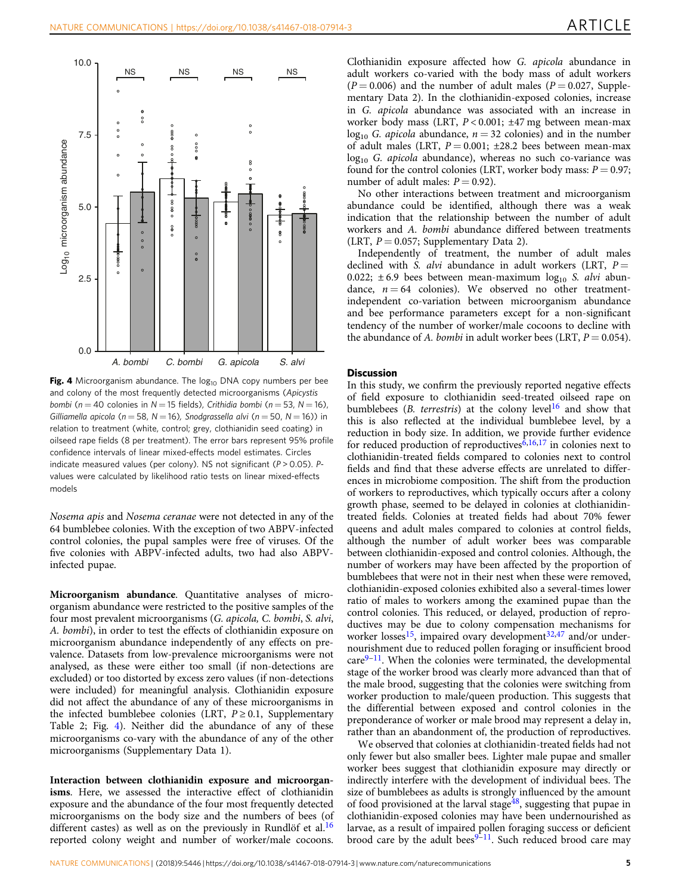Fig. 4 Microorganism abundance. The $\log_{10}$ DNA copy numbers per bee and colony of the most frequently detected microorganisms (*Apicystis bombi* ($n = 40$ colonies in $N = 15$ fields), *Crithidia bombi* ($n = 53$, $N = 16$), *Gilliamella apicola* ($n = 58$, $N = 16$), *Snodgrassella alvi* ($n = 50$, $N = 16$)) in relation to treatment (white, control; grey, clothianidin seed coating) in oilseed rape fields (8 per treatment). The error bars represent 95% profile confidence intervals of linear mixed-effects model estimates. Circles indicate measured values (per colony). NS not significant ($P > 0.05$). *P*-values were calculated by likelihood ratio tests on linear mixed-effects models

*Nosema apis* and *Nosema ceranae* were not detected in any of the 64 bumblebee colonies. With the exception of two ABPV-infected control colonies, the pupal samples were free of viruses. Of the five colonies with ABPV-infected adults, two had also ABPV-infected pupae.

**Microorganism abundance**. Quantitative analyses of microorganism abundance were restricted to the positive samples of the four most prevalent microorganisms (*G. apicola*, *C. bombi*, *S. alvi*, *A. bombi*), in order to test the effects of clothianidin exposure on microorganism abundance independently of any effects on prevalence. Datasets from low-prevalence microorganisms were not analysed, as these were either too small (if non-detections are excluded) or too distorted by excess zero values (if non-detections were included) for meaningful analysis. Clothianidin exposure did not affect the abundance of any of these microorganisms in the infected bumblebee colonies (LRT, $P \geq 0.1$, Supplementary Table 2; Fig. 4). Neither did the abundance of any of these microorganisms co-vary with the abundance of any of the other microorganisms (Supplementary Data 1).

**Interaction between clothianidin exposure and microorganisms**. Here, we assessed the interactive effect of clothianidin exposure and the abundance of the four most frequently detected microorganisms on the body size and the numbers of bees (of different castes) as well as on the previously in Rundlöf et al.[16] reported colony weight and number of worker/male cocoons. Clothianidin exposure affected how *G. apicola* abundance in adult workers co-varied with the body mass of adult workers ($P = 0.006$) and the number of adult males ($P = 0.027$, Supplementary Data 2). In the clothianidin-exposed colonies, increase in *G. apicola* abundance was associated with an increase in worker body mass (LRT, $P < 0.001$; ±47 mg between mean-max $\log_{10}$ *G. apicola* abundance, $n = 32$ colonies) and in the number of adult males (LRT, $P = 0.001$; ±28.2 bees between mean-max $\log_{10}$ *G. apicola* abundance), whereas no such co-variance was found for the control colonies (LRT, worker body mass: $P = 0.97$; number of adult males: $P = 0.92$).

No other interactions between treatment and microorganism abundance could be identified, although there was a weak indication that the relationship between the number of adult workers and *A. bombi* abundance differed between treatments (LRT, $P = 0.057$; Supplementary Data 2).

Independently of treatment, the number of adult males declined with *S. alvi* abundance in adult workers (LRT, $P = 0.022$; ± 6.9 bees between mean-maximum $\log_{10}$ *S. alvi* abundance, $n = 64$ colonies). We observed no other treatment-independent co-variation between microorganism abundance and bee performance parameters except for a non-significant tendency of the number of worker/male cocoons to decline with the abundance of *A. bombi* in adult worker bees (LRT, $P = 0.054$).

## Discussion

In this study, we confirm the previously reported negative effects of field exposure to clothianidin seed-treated oilseed rape on bumblebees (*B. terrestris*) at the colony level[16] and show that this is also reflected at the individual bumblebee level, by a reduction in body size. In addition, we provide further evidence for reduced production of reproductives[6,16,17] in colonies next to clothianidin-treated fields compared to colonies next to control fields and find that these adverse effects are unrelated to differences in microbiome composition. The shift from the production of workers to reproductives, which typically occurs after a colony growth phase, seemed to be delayed in colonies at clothianidin-treated fields. Colonies at treated fields had about 70% fewer queens and adult males compared to colonies at control fields, although the number of adult worker bees was comparable between clothianidin-exposed and control colonies. Although, the number of workers may have been affected by the proportion of bumblebees that were not in their nest when these were removed, clothianidin-exposed colonies exhibited also a several-times lower ratio of males to workers among the examined pupae than the control colonies. This reduced, or delayed, production of reproductives may be due to colony compensation mechanisms for worker losses[15], impaired ovary development[32,47] and/or undernourishment due to reduced pollen foraging or insufficient brood care[9–11]. When the colonies were terminated, the developmental stage of the worker brood was clearly more advanced than that of the male brood, suggesting that the colonies were switching from worker production to male/queen production. This suggests that the differential between exposed and control colonies in the preponderance of worker or male brood may represent a delay in, rather than an abandonment of, the production of reproductives.

We observed that colonies at clothianidin-treated fields had not only fewer but also smaller bees. Lighter male pupae and smaller worker bees suggest that clothianidin exposure may directly or indirectly interfere with the development of individual bees. The size of bumblebees as adults is strongly influenced by the amount of food provisioned at the larval stage[48], suggesting that pupae in clothianidin-exposed colonies may have been undernourished as larvae, as a result of impaired pollen foraging success or deficient brood care by the adult bees[9–11]. Such reduced brood care may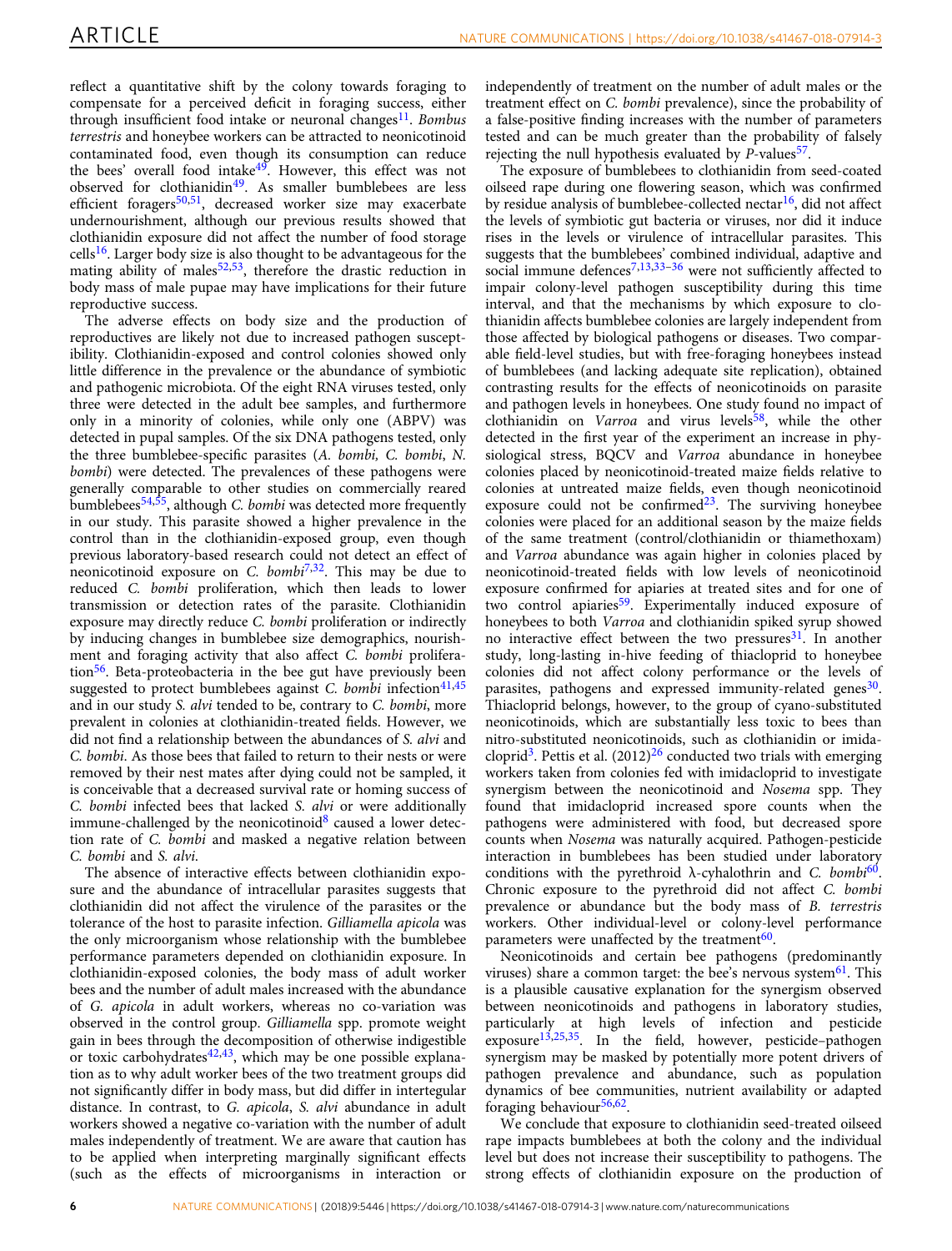reflect a quantitative shift by the colony towards foraging to compensate for a perceived deficit in foraging success, either through insufficient food intake or neuronal changes[11]. *Bombus terrestris* and honeybee workers can be attracted to neonicotinoid contaminated food, even though its consumption can reduce the bees' overall food intake[49]. However, this effect was not observed for clothianidin[49]. As smaller bumblebees are less efficient foragers[50,51], decreased worker size may exacerbate undernourishment, although our previous results showed that clothianidin exposure did not affect the number of food storage cells[16]. Larger body size is also thought to be advantageous for the mating ability of males[52,53], therefore the drastic reduction in body mass of male pupae may have implications for their future reproductive success.

The adverse effects on body size and the production of reproductives are likely not due to increased pathogen susceptibility. Clothianidin-exposed and control colonies showed only little difference in the prevalence or the abundance of symbiotic and pathogenic microbiota. Of the eight RNA viruses tested, only three were detected in the adult bee samples, and furthermore only in a minority of colonies, while only one (ABPV) was detected in pupal samples. Of the six DNA pathogens tested, only the three bumblebee-specific parasites (*A. bombi, C. bombi*, *N. bombi*) were detected. The prevalences of these pathogens were generally comparable to other studies on commercially reared bumblebees[54,55], although *C. bombi* was detected more frequently in our study. This parasite showed a higher prevalence in the control than in the clothianidin-exposed group, even though previous laboratory-based research could not detect an effect of neonicotinoid exposure on *C. bombi*[7,32]. This may be due to reduced *C. bombi* proliferation, which then leads to lower transmission or detection rates of the parasite. Clothianidin exposure may directly reduce *C. bombi* proliferation or indirectly by inducing changes in bumblebee size demographics, nourishment and foraging activity that also affect *C. bombi* proliferation[56]. Beta-proteobacteria in the bee gut have previously been suggested to protect bumblebees against *C. bombi* infection[41,45] and in our study *S. alvi* tended to be, contrary to *C. bombi*, more prevalent in colonies at clothianidin-treated fields. However, we did not find a relationship between the abundances of *S. alvi* and *C. bombi*. As those bees that failed to return to their nests or were removed by their nest mates after dying could not be sampled, it is conceivable that a decreased survival rate or homing success of *C. bombi* infected bees that lacked *S. alvi* or were additionally immune-challenged by the neonicotinoid[8] caused a lower detection rate of *C. bombi* and masked a negative relation between *C. bombi* and *S. alvi*.

The absence of interactive effects between clothianidin exposure and the abundance of intracellular parasites suggests that clothianidin did not affect the virulence of the parasites or the tolerance of the host to parasite infection. *Gilliamella apicola* was the only microorganism whose relationship with the bumblebee performance parameters depended on clothianidin exposure. In clothianidin-exposed colonies, the body mass of adult worker bees and the number of adult males increased with the abundance of *G. apicola* in adult workers, whereas no co-variation was observed in the control group. *Gilliamella* spp. promote weight gain in bees through the decomposition of otherwise indigestible or toxic carbohydrates[42,43], which may be one possible explanation as to why adult worker bees of the two treatment groups did not significantly differ in body mass, but did differ in intertegular distance. In contrast, to *G. apicola*, *S. alvi* abundance in adult workers showed a negative co-variation with the number of adult males independently of treatment. We are aware that caution has to be applied when interpreting marginally significant effects (such as the effects of microorganisms in interaction or independently of treatment on the number of adult males or the treatment effect on *C. bombi* prevalence), since the probability of a false-positive finding increases with the number of parameters tested and can be much greater than the probability of falsely rejecting the null hypothesis evaluated by *P*-values[57].

The exposure of bumblebees to clothianidin from seed-coated oilseed rape during one flowering season, which was confirmed by residue analysis of bumblebee-collected nectar[16], did not affect the levels of symbiotic gut bacteria or viruses, nor did it induce rises in the levels or virulence of intracellular parasites. This suggests that the bumblebees' combined individual, adaptive and social immune defences[7,13,33–36] were not sufficiently affected to impair colony-level pathogen susceptibility during this time interval, and that the mechanisms by which exposure to clothianidin affects bumblebee colonies are largely independent from those affected by biological pathogens or diseases. Two comparable field-level studies, but with free-foraging honeybees instead of bumblebees (and lacking adequate site replication), obtained contrasting results for the effects of neonicotinoids on parasite and pathogen levels in honeybees. One study found no impact of clothianidin on *Varroa* and virus levels[58], while the other detected in the first year of the experiment an increase in physiological stress, BQCV and *Varroa* abundance in honeybee colonies placed by neonicotinoid-treated maize fields relative to colonies at untreated maize fields, even though neonicotinoid exposure could not be confirmed[23]. The surviving honeybee colonies were placed for an additional season by the maize fields of the same treatment (control/clothianidin or thiamethoxam) and *Varroa* abundance was again higher in colonies placed by neonicotinoid-treated fields with low levels of neonicotinoid exposure confirmed for apiaries at treated sites and for one of two control apiaries[59]. Experimentally induced exposure of honeybees to both *Varroa* and clothianidin spiked syrup showed no interactive effect between the two pressures[31]. In another study, long-lasting in-hive feeding of thiacloprid to honeybee colonies did not affect colony performance or the levels of parasites, pathogens and expressed immunity-related genes[30]. Thiacloprid belongs, however, to the group of cyano-substituted neonicotinoids, which are substantially less toxic to bees than nitro-substituted neonicotinoids, such as clothianidin or imidacloprid[3]. Pettis et al. (2012)[26] conducted two trials with emerging workers taken from colonies fed with imidacloprid to investigate synergism between the neonicotinoid and *Nosema* spp. They found that imidacloprid increased spore counts when the pathogens were administered with food, but decreased spore counts when *Nosema* was naturally acquired. Pathogen-pesticide interaction in bumblebees has been studied under laboratory conditions with the pyrethroid λ-cyhalothrin and *C. bombi*[60]. Chronic exposure to the pyrethroid did not affect *C. bombi* prevalence or abundance but the body mass of *B. terrestris* workers. Other individual-level or colony-level performance parameters were unaffected by the treatment[60].

Neonicotinoids and certain bee pathogens (predominantly viruses) share a common target: the bee's nervous system[61]. This is a plausible causative explanation for the synergism observed between neonicotinoids and pathogens in laboratory studies, particularly at high levels of infection and pesticide exposure[13,25,35]. In the field, however, pesticide–pathogen synergism may be masked by potentially more potent drivers of pathogen prevalence and abundance, such as population dynamics of bee communities, nutrient availability or adapted foraging behaviour[56,62].

We conclude that exposure to clothianidin seed-treated oilseed rape impacts bumblebees at both the colony and the individual level but does not increase their susceptibility to pathogens. The strong effects of clothianidin exposure on the production of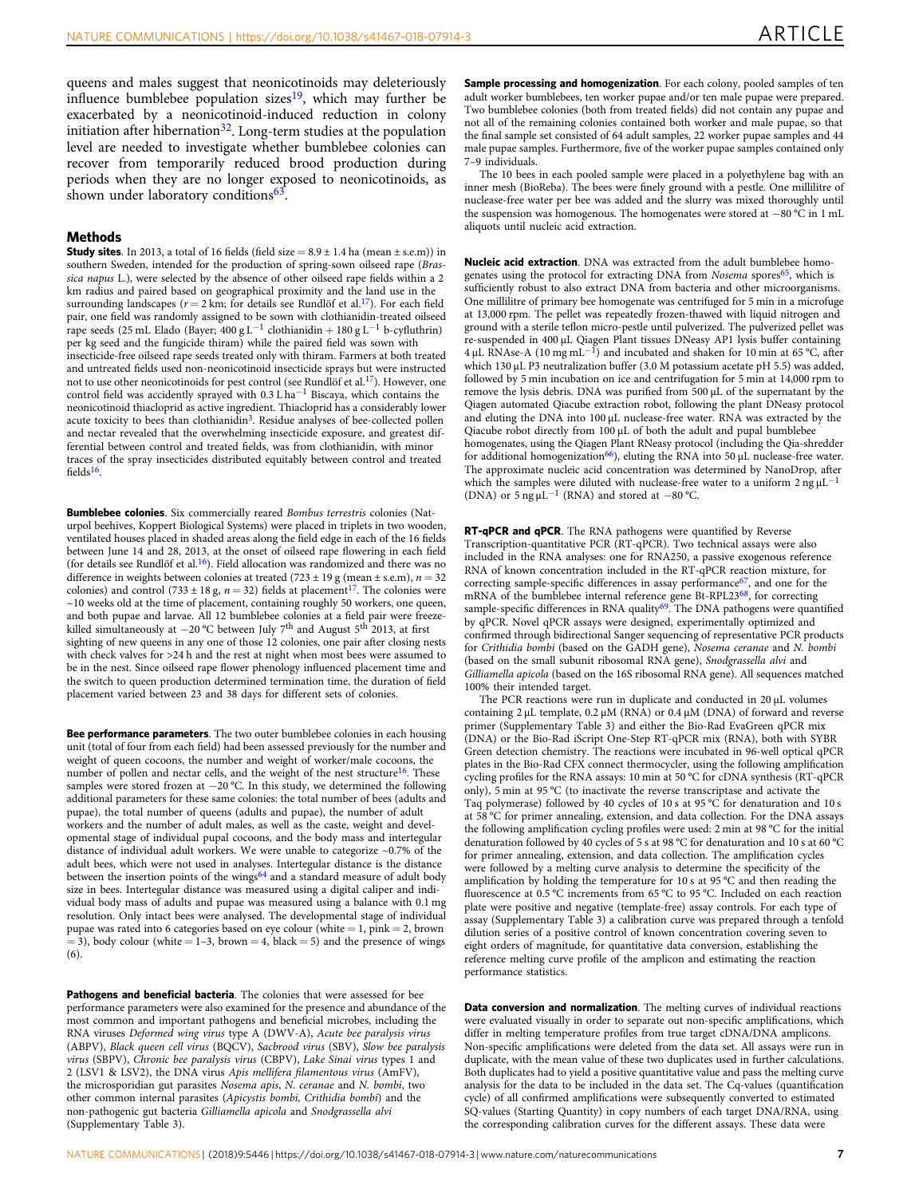queens and males suggest that neonicotinoids may deleteriously influence bumblebee population sizes[19], which may further be exacerbated by a neonicotinoid-induced reduction in colony initiation after hibernation[32]. Long-term studies at the population level are needed to investigate whether bumblebee colonies can recover from temporarily reduced brood production during periods when they are no longer exposed to neonicotinoids, as shown under laboratory conditions[63].

## Methods

**Study sites**. In 2013, a total of 16 fields (field size = 8.9 ± 1.4 ha (mean ± s.e.m)) in southern Sweden, intended for the production of spring-sown oilseed rape (*Brassica napus* L.), were selected by the absence of other oilseed rape fields within a 2 km radius and paired based on geographical proximity and the land use in the surrounding landscapes ($r = 2$ km; for details see Rundlöf et al.[17]). For each field pair, one field was randomly assigned to be sown with clothianidin-treated oilseed rape seeds (25 mL Elado (Bayer; 400 g L$^{-1}$ clothianidin + 180 g L$^{-1}$ b-cyfluthrin) per kg seed and the fungicide thiram) while the paired field was sown with insecticide-free oilseed rape seeds treated only with thiram. Farmers at both treated and untreated fields used non-neonicotinoid insecticide sprays but were instructed not to use other neonicotinoids for pest control (see Rundlöf et al.[17]). However, one control field was accidently sprayed with 0.3 L ha$^{-1}$ Biscaya, which contains the neonicotinoid thiacloprid as active ingredient. Thiacloprid has a considerably lower acute toxicity to bees than clothianidin[3]. Residue analyses of bee-collected pollen and nectar revealed that the overwhelming insecticide exposure, and greatest differential between control and treated fields, was from clothianidin, with minor traces of the spray insecticides distributed equitably between control and treated fields[16].

**Bumblebee colonies**. Six commercially reared *Bombus terrestris* colonies (Naturpol beehives, Koppert Biological Systems) were placed in triplets in two wooden, ventilated houses placed in shaded areas along the field edge in each of the 16 fields between June 14 and 28, 2013, at the onset of oilseed rape flowering in each field (for details see Rundlöf et al.[16]). Field allocation was randomized and there was no difference in weights between colonies at treated (723 ± 19 g (mean ± s.e.m), $n = 32$ colonies) and control (733 ± 18 g, $n = 32$) fields at placement[17]. The colonies were ~10 weeks old at the time of placement, containing roughly 50 workers, one queen, and both pupae and larvae. All 12 bumblebee colonies at a field pair were freeze-killed simultaneously at −20 °C between July 7[th] and August 5[th] 2013, at first sighting of new queens in any one of those 12 colonies, one pair after closing nests with check valves for >24 h and the rest at night when most bees were assumed to be in the nest. Since oilseed rape flower phenology influenced placement time and the switch to queen production determined termination time, the duration of field placement varied between 23 and 38 days for different sets of colonies.

**Bee performance parameters**. The two outer bumblebee colonies in each housing unit (total of four from each field) had been assessed previously for the number and weight of queen cocoons, the number and weight of worker/male cocoons, the number of pollen and nectar cells, and the weight of the nest structure[16]. These samples were stored frozen at −20 °C. In this study, we determined the following additional parameters for these same colonies: the total number of bees (adults and pupae), the total number of queens (adults and pupae), the number of adult workers and the number of adult males, as well as the caste, weight and developmental stage of individual pupal cocoons, and the body mass and intertegular distance of individual adult workers. We were unable to categorize ~0.7% of the adult bees, which were not used in analyses. Intertegular distance is the distance between the insertion points of the wings[64] and a standard measure of adult body size in bees. Intertegular distance was measured using a digital caliper and individual body mass of adults and pupae was measured using a balance with 0.1 mg resolution. Only intact bees were analysed. The developmental stage of individual pupae was rated into 6 categories based on eye colour (white = 1, pink = 2, brown = 3), body colour (white = 1–3, brown = 4, black = 5) and the presence of wings (6).

**Pathogens and beneficial bacteria**. The colonies that were assessed for bee performance parameters were also examined for the presence and abundance of the most common and important pathogens and beneficial microbes, including the RNA viruses *Deformed wing virus* type A (DWV-A), *Acute bee paralysis virus* (ABPV), *Black queen cell virus* (BQCV), *Sacbrood virus* (SBV), *Slow bee paralysis virus* (SBPV), *Chronic bee paralysis virus* (CBPV), *Lake Sinai virus* types 1 and 2 (LSV1 & LSV2), the DNA virus *Apis mellifera filamentous virus* (AmFV), the microsporidian gut parasites *Nosema apis*, *N. ceranae* and *N. bombi*, two other common internal parasites (*Apicystis bombi, Crithidia bombi*) and the non-pathogenic gut bacteria *Gilliamella apicola* and *Snodgrassella alvi* (Supplementary Table 3).

**Sample processing and homogenization**. For each colony, pooled samples of ten adult worker bumblebees, ten worker pupae and/or ten male pupae were prepared. Two bumblebee colonies (both from treated fields) did not contain any pupae and not all of the remaining colonies contained both worker and male pupae, so that the final sample set consisted of 64 adult samples, 22 worker pupae samples and 44 male pupae samples. Furthermore, five of the worker pupae samples contained only 7–9 individuals.

The 10 bees in each pooled sample were placed in a polyethylene bag with an inner mesh (BioReba). The bees were finely ground with a pestle. One millilitre of nuclease-free water per bee was added and the slurry was mixed thoroughly until the suspension was homogenous. The homogenates were stored at −80 °C in 1 mL aliquots until nucleic acid extraction.

**Nucleic acid extraction**. DNA was extracted from the adult bumblebee homogenates using the protocol for extracting DNA from *Nosema* spores[65], which is sufficiently robust to also extract DNA from bacteria and other microorganisms. One millilitre of primary bee homogenate was centrifuged for 5 min in a microfuge at 13,000 rpm. The pellet was repeatedly frozen-thawed with liquid nitrogen and ground with a sterile teflon micro-pestle until pulverized. The pulverized pellet was re-suspended in 400 µL Qiagen Plant tissues DNeasy AP1 lysis buffer containing 4 µL RNAse-A (10 mg mL$^{-1}$) and incubated and shaken for 10 min at 65 °C, after which 130 µL P3 neutralization buffer (3.0 M potassium acetate pH 5.5) was added, followed by 5 min incubation on ice and centrifugation for 5 min at 14,000 rpm to remove the lysis debris. DNA was purified from 500 µL of the supernatant by the Qiagen automated Qiacube extraction robot, following the plant DNeasy protocol and eluting the DNA into 100 µL nuclease-free water. RNA was extracted by the Qiacube robot directly from 100 µL of both the adult and pupal bumblebee homogenates, using the Qiagen Plant RNeasy protocol (including the Qia-shredder for additional homogenization[66]), eluting the RNA into 50 µL nuclease-free water. The approximate nucleic acid concentration was determined by NanoDrop, after which the samples were diluted with nuclease-free water to a uniform 2 ng µL$^{-1}$ (DNA) or 5 ng µL$^{-1}$ (RNA) and stored at −80 °C.

**RT-qPCR and qPCR**. The RNA pathogens were quantified by Reverse Transcription-quantitative PCR (RT-qPCR). Two technical assays were also included in the RNA analyses: one for RNA250, a passive exogenous reference RNA of known concentration included in the RT-qPCR reaction mixture, for correcting sample-specific differences in assay performance[67], and one for the mRNA of the bumblebee internal reference gene Bt-RPL23[68], for correcting sample-specific differences in RNA quality[69]. The DNA pathogens were quantified by qPCR. Novel qPCR assays were designed, experimentally optimized and confirmed through bidirectional Sanger sequencing of representative PCR products for *Crithidia bombi* (based on the GADH gene), *Nosema ceranae* and *N. bombi* (based on the small subunit ribosomal RNA gene), *Snodgrassella alvi* and *Gilliamella apicola* (based on the 16S ribosomal RNA gene). All sequences matched 100% their intended target.

The PCR reactions were run in duplicate and conducted in 20 µL volumes containing 2 µL template, 0.2 µM (RNA) or 0.4 µM (DNA) of forward and reverse primer (Supplementary Table 3) and either the Bio-Rad EvaGreen qPCR mix (DNA) or the Bio-Rad iScript One-Step RT-qPCR mix (RNA), both with SYBR Green detection chemistry. The reactions were incubated in 96-well optical qPCR plates in the Bio-Rad CFX connect thermocycler, using the following amplification cycling profiles for the RNA assays: 10 min at 50 °C for cDNA synthesis (RT-qPCR only), 5 min at 95 °C (to inactivate the reverse transcriptase and activate the Taq polymerase) followed by 40 cycles of 10 s at 95 °C for denaturation and 10 s at 58 °C for primer annealing, extension, and data collection. For the DNA assays the following amplification cycling profiles were used: 2 min at 98 °C for the initial denaturation followed by 40 cycles of 5 s at 98 °C for denaturation and 10 s at 60 °C for primer annealing, extension, and data collection. The amplification cycles were followed by a melting curve analysis to determine the specificity of the amplification by holding the temperature for 10 s at 95 °C and then reading the fluorescence at 0.5 °C increments from 65 °C to 95 °C. Included on each reaction plate were positive and negative (template-free) assay controls. For each type of assay (Supplementary Table 3) a calibration curve was prepared through a tenfold dilution series of a positive control of known concentration covering seven to eight orders of magnitude, for quantitative data conversion, establishing the reference melting curve profile of the amplicon and estimating the reaction performance statistics.

**Data conversion and normalization**. The melting curves of individual reactions were evaluated visually in order to separate out non-specific amplifications, which differ in melting temperature profiles from true target cDNA/DNA amplicons. Non-specific amplifications were deleted from the data set. All assays were run in duplicate, with the mean value of these two duplicates used in further calculations. Both duplicates had to yield a positive quantitative value and pass the melting curve analysis for the data to be included in the data set. The Cq-values (quantification cycle) of all confirmed amplifications were subsequently converted to estimated SQ-values (Starting Quantity) in copy numbers of each target DNA/RNA, using the corresponding calibration curves for the different assays. These data were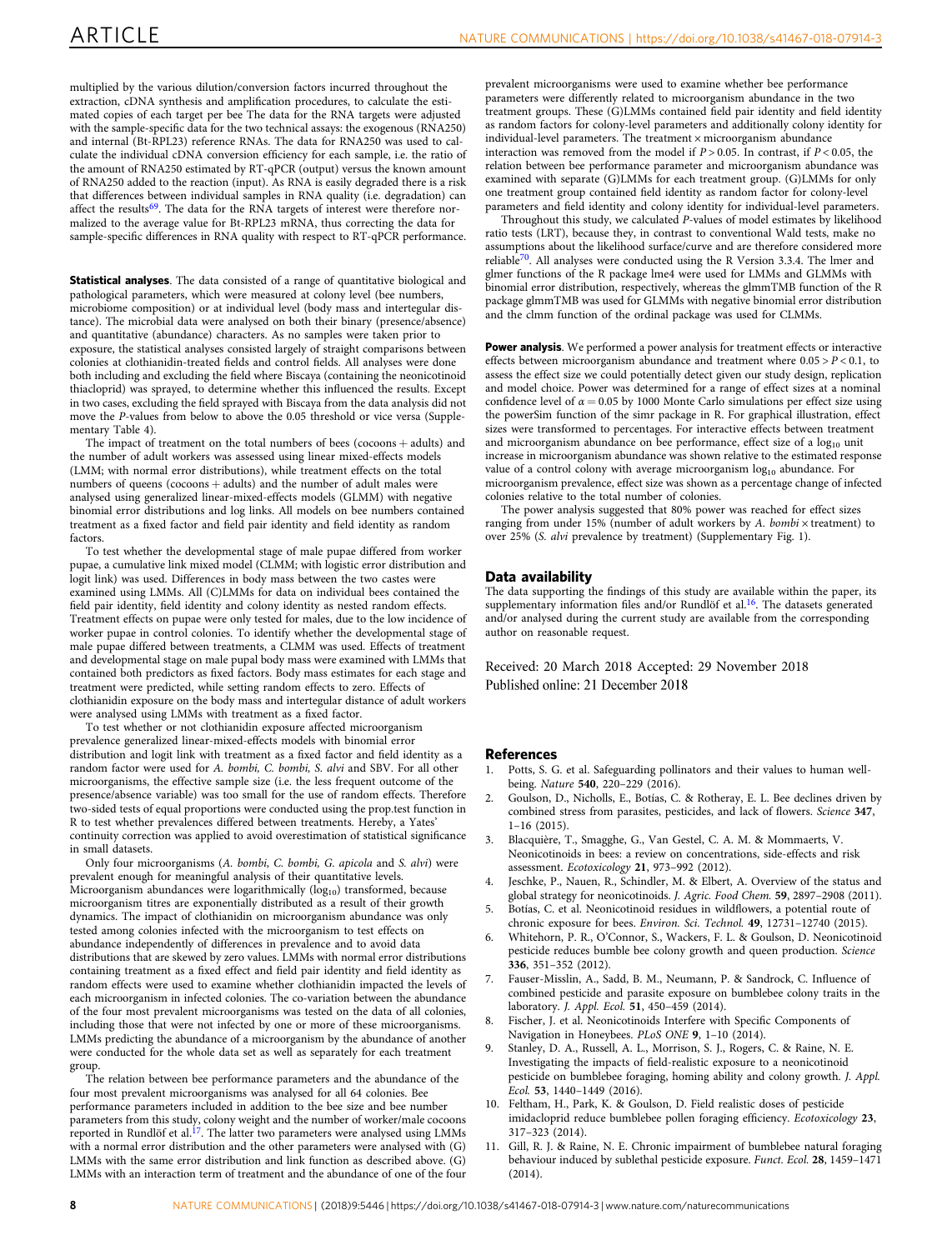multiplied by the various dilution/conversion factors incurred throughout the extraction, cDNA synthesis and amplification procedures, to calculate the estimated copies of each target per bee The data for the RNA targets were adjusted with the sample-specific data for the two technical assays: the exogenous (RNA250) and internal (Bt-RPL23) reference RNAs. The data for RNA250 was used to calculate the individual cDNA conversion efficiency for each sample, i.e. the ratio of the amount of RNA250 estimated by RT-qPCR (output) versus the known amount of RNA250 added to the reaction (input). As RNA is easily degraded there is a risk that differences between individual samples in RNA quality (i.e. degradation) can affect the results[69]. The data for the RNA targets of interest were therefore normalized to the average value for Bt-RPL23 mRNA, thus correcting the data for sample-specific differences in RNA quality with respect to RT-qPCR performance.

**Statistical analyses**. The data consisted of a range of quantitative biological and pathological parameters, which were measured at colony level (bee numbers, microbiome composition) or at individual level (body mass and intertegular distance). The microbial data were analysed on both their binary (presence/absence) and quantitative (abundance) characters. As no samples were taken prior to exposure, the statistical analyses consisted largely of straight comparisons between colonies at clothianidin-treated fields and control fields. All analyses were done both including and excluding the field where Biscaya (containing the neonicotinoid thiacloprid) was sprayed, to determine whether this influenced the results. Except in two cases, excluding the field sprayed with Biscaya from the data analysis did not move the *P*-values from below to above the 0.05 threshold or vice versa (Supplementary Table 4).

The impact of treatment on the total numbers of bees (cocoons + adults) and the number of adult workers was assessed using linear mixed-effects models (LMM; with normal error distributions), while treatment effects on the total numbers of queens (cocoons + adults) and the number of adult males were analysed using generalized linear-mixed-effects models (GLMM) with negative binomial error distributions and log links. All models on bee numbers contained treatment as a fixed factor and field pair identity and field identity as random factors.

To test whether the developmental stage of male pupae differed from worker pupae, a cumulative link mixed model (CLMM; with logistic error distribution and logit link) was used. Differences in body mass between the two castes were examined using LMMs. All (C)LMMs for data on individual bees contained the field pair identity, field identity and colony identity as nested random effects. Treatment effects on pupae were only tested for males, due to the low incidence of worker pupae in control colonies. To identify whether the developmental stage of male pupae differed between treatments, a CLMM was used. Effects of treatment and developmental stage on male pupal body mass were examined with LMMs that contained both predictors as fixed factors. Body mass estimates for each stage and treatment were predicted, while setting random effects to zero. Effects of clothianidin exposure on the body mass and intertegular distance of adult workers were analysed using LMMs with treatment as a fixed factor.

To test whether or not clothianidin exposure affected microorganism prevalence generalized linear-mixed-effects models with binomial error distribution and logit link with treatment as a fixed factor and field identity as a random factor were used for *A. bombi*, *C. bombi*, *S. alvi* and SBV. For all other microorganisms, the effective sample size (i.e. the less frequent outcome of the presence/absence variable) was too small for the use of random effects. Therefore two-sided tests of equal proportions were conducted using the prop.test function in R to test whether prevalences differed between treatments. Hereby, a Yates' continuity correction was applied to avoid overestimation of statistical significance in small datasets.

Only four microorganisms (*A. bombi*, *C. bombi*, *G. apicola* and *S. alvi*) were prevalent enough for meaningful analysis of their quantitative levels. Microorganism abundances were logarithmically ($\log_{10}$) transformed, because microorganism titres are exponentially distributed as a result of their growth dynamics. The impact of clothianidin on microorganism abundance was only tested among colonies infected with the microorganism to test effects on abundance independently of differences in prevalence and to avoid data distributions that are skewed by zero values. LMMs with normal error distributions containing treatment as a fixed effect and field pair identity and field identity as random effects were used to examine whether clothianidin impacted the levels of each microorganism in infected colonies. The co-variation between the abundance of the four most prevalent microorganisms was tested on the data of all colonies, including those that were not infected by one or more of these microorganisms. LMMs predicting the abundance of a microorganism by the abundance of another were conducted for the whole data set as well as separately for each treatment group.

The relation between bee performance parameters and the abundance of the four most prevalent microorganisms was analysed for all 64 colonies. Bee performance parameters included in addition to the bee size and bee number parameters from this study, colony weight and the number of worker/male cocoons reported in Rundlöf et al.[17]. The latter two parameters were analysed using LMMs with a normal error distribution and the other parameters were analysed with (G) LMMs with the same error distribution and link function as described above. (G) LMMs with an interaction term of treatment and the abundance of one of the four prevalent microorganisms were used to examine whether bee performance parameters were differently related to microorganism abundance in the two treatment groups. These (G)LMMs contained field pair identity and field identity as random factors for colony-level parameters and additionally colony identity for individual-level parameters. The treatment × microorganism abundance interaction was removed from the model if $P > 0.05$. In contrast, if $P < 0.05$, the relation between bee performance parameter and microorganism abundance was examined with separate (G)LMMs for each treatment group. (G)LMMs for only one treatment group contained field identity as random factor for colony-level parameters and field identity and colony identity for individual-level parameters.

Throughout this study, we calculated *P*-values of model estimates by likelihood ratio tests (LRT), because they, in contrast to conventional Wald tests, make no assumptions about the likelihood surface/curve and are therefore considered more reliable[70]. All analyses were conducted using the R Version 3.3.4. The lmer and glmer functions of the R package lme4 were used for LMMs and GLMMs with binomial error distribution, respectively, whereas the glmmTMB function of the R package glmmTMB was used for GLMMs with negative binomial error distribution and the clmm function of the ordinal package was used for CLMMs.

**Power analysis**. We performed a power analysis for treatment effects or interactive effects between microorganism abundance and treatment where $0.05 > P < 0.1$, to assess the effect size we could potentially detect given our study design, replication and model choice. Power was determined for a range of effect sizes at a nominal confidence level of $\alpha = 0.05$ by 1000 Monte Carlo simulations per effect size using the powerSim function of the simr package in R. For graphical illustration, effect sizes were transformed to percentages. For interactive effects between treatment and microorganism abundance on bee performance, effect size of a $\log_{10}$ unit increase in microorganism abundance was shown relative to the estimated response value of a control colony with average microorganism $\log_{10}$ abundance. For microorganism prevalence, effect size was shown as a percentage change of infected colonies relative to the total number of colonies.

The power analysis suggested that 80% power was reached for effect sizes ranging from under 15% (number of adult workers by *A. bombi* × treatment) to over 25% (*S. alvi* prevalence by treatment) (Supplementary Fig. 1).

## Data availability

The data supporting the findings of this study are available within the paper, its supplementary information files and/or Rundlöf et al.[16]. The datasets generated and/or analysed during the current study are available from the corresponding author on reasonable request.

Received: 20 March 2018 Accepted: 29 November 2018
Published online: 21 December 2018

## References

1. Potts, S. G. et al. Safeguarding pollinators and their values to human well-being. *Nature* **540**, 220–229 (2016).
2. Goulson, D., Nicholls, E., Botías, C. & Rotheray, E. L. Bee declines driven by combined stress from parasites, pesticides, and lack of flowers. *Science* **347**, 1–16 (2015).
3. Blacquière, T., Smagghe, G., Van Gestel, C. A. M. & Mommaerts, V. Neonicotinoids in bees: a review on concentrations, side-effects and risk assessment. *Ecotoxicology* **21**, 973–992 (2012).
4. Jeschke, P., Nauen, R., Schindler, M. & Elbert, A. Overview of the status and global strategy for neonicotinoids. *J. Agric. Food Chem.* **59**, 2897–2908 (2011).
5. Botías, C. et al. Neonicotinoid residues in wildflowers, a potential route of chronic exposure for bees. *Environ. Sci. Technol.* **49**, 12731–12740 (2015).
6. Whitehorn, P. R., O'Connor, S., Wackers, F. L. & Goulson, D. Neonicotinoid pesticide reduces bumble bee colony growth and queen production. *Science* **336**, 351–352 (2012).
7. Fauser-Misslin, A., Sadd, B. M., Neumann, P. & Sandrock, C. Influence of combined pesticide and parasite exposure on bumblebee colony traits in the laboratory. *J. Appl. Ecol.* **51**, 450–459 (2014).
8. Fischer, J. et al. Neonicotinoids Interfere with Specific Components of Navigation in Honeybees. *PLoS ONE* **9**, 1–10 (2014).
9. Stanley, D. A., Russell, A. L., Morrison, S. J., Rogers, C. & Raine, N. E. Investigating the impacts of field-realistic exposure to a neonicotinoid pesticide on bumblebee foraging, homing ability and colony growth. *J. Appl. Ecol.* **53**, 1440–1449 (2016).
10. Feltham, H., Park, K. & Goulson, D. Field realistic doses of pesticide imidacloprid reduce bumblebee pollen foraging efficiency. *Ecotoxicology* **23**, 317–323 (2014).
11. Gill, R. J. & Raine, N. E. Chronic impairment of bumblebee natural foraging behaviour induced by sublethal pesticide exposure. *Funct. Ecol.* **28**, 1459–1471 (2014).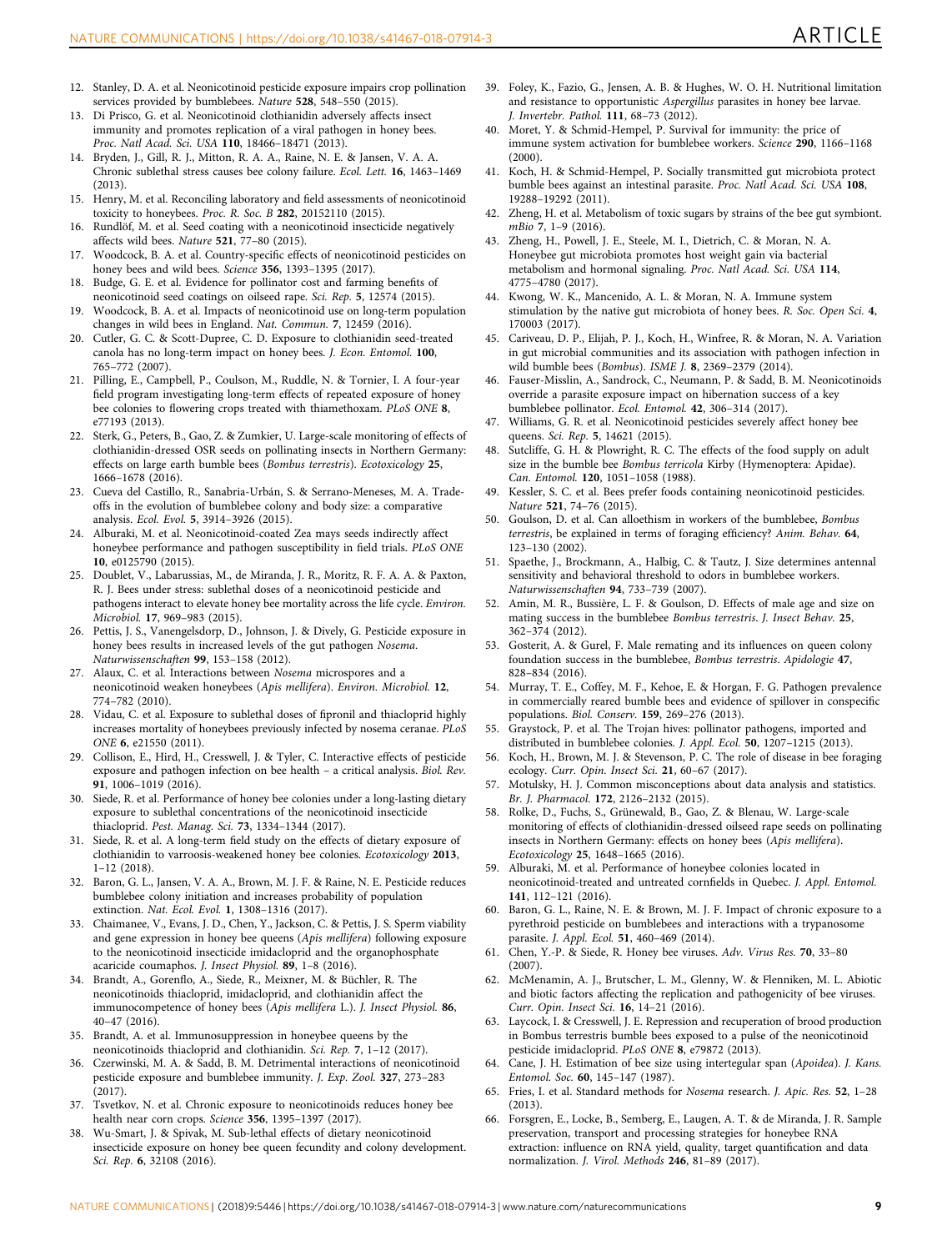12. Stanley, D. A. et al. Neonicotinoid pesticide exposure impairs crop pollination services provided by bumblebees. *Nature* **528**, 548–550 (2015).
13. Di Prisco, G. et al. Neonicotinoid clothianidin adversely affects insect immunity and promotes replication of a viral pathogen in honey bees. *Proc. Natl Acad. Sci. USA* **110**, 18466–18471 (2013).
14. Bryden, J., Gill, R. J., Mitton, R. A. A., Raine, N. E. & Jansen, V. A. A. Chronic sublethal stress causes bee colony failure. *Ecol. Lett.* **16**, 1463–1469 (2013).
15. Henry, M. et al. Reconciling laboratory and field assessments of neonicotinoid toxicity to honeybees. *Proc. R. Soc. B* **282**, 20152110 (2015).
16. Rundlöf, M. et al. Seed coating with a neonicotinoid insecticide negatively affects wild bees. *Nature* **521**, 77–80 (2015).
17. Woodcock, B. A. et al. Country-specific effects of neonicotinoid pesticides on honey bees and wild bees. *Science* **356**, 1393–1395 (2017).
18. Budge, G. E. et al. Evidence for pollinator cost and farming benefits of neonicotinoid seed coatings on oilseed rape. *Sci. Rep.* **5**, 12574 (2015).
19. Woodcock, B. A. et al. Impacts of neonicotinoid use on long-term population changes in wild bees in England. *Nat. Commun.* **7**, 12459 (2016).
20. Cutler, G. C. & Scott-Dupree, C. D. Exposure to clothianidin seed-treated canola has no long-term impact on honey bees. *J. Econ. Entomol.* **100**, 765–772 (2007).
21. Pilling, E., Campbell, P., Coulson, M., Ruddle, N. & Tornier, I. A four-year field program investigating long-term effects of repeated exposure of honey bee colonies to flowering crops treated with thiamethoxam. *PLoS ONE* **8**, e77193 (2013).
22. Sterk, G., Peters, B., Gao, Z. & Zumkier, U. Large-scale monitoring of effects of clothianidin-dressed OSR seeds on pollinating insects in Northern Germany: effects on large earth bumble bees (*Bombus terrestris*). *Ecotoxicology* **25**, 1666–1678 (2016).
23. Cueva del Castillo, R., Sanabria-Urbán, S. & Serrano-Meneses, M. A. Trade-offs in the evolution of bumblebee colony and body size: a comparative analysis. *Ecol. Evol.* **5**, 3914–3926 (2015).
24. Alburaki, M. et al. Neonicotinoid-coated Zea mays seeds indirectly affect honeybee performance and pathogen susceptibility in field trials. *PLoS ONE* **10**, e0125790 (2015).
25. Doublet, V., Labarussias, M., de Miranda, J. R., Moritz, R. F. A. & Paxton, R. J. Bees under stress: sublethal doses of a neonicotinoid pesticide and pathogens interact to elevate honey bee mortality across the life cycle. *Environ. Microbiol.* **17**, 969–983 (2015).
26. Pettis, J. S., Vanengelsdorp, D., Johnson, J. & Dively, G. Pesticide exposure in honey bees results in increased levels of the gut pathogen *Nosema*. *Naturwissenschaften* **99**, 153–158 (2012).
27. Alaux, C. et al. Interactions between *Nosema* microspores and a neonicotinoid weaken honeybees (*Apis mellifera*). *Environ. Microbiol.* **12**, 774–782 (2010).
28. Vidau, C. et al. Exposure to sublethal doses of fipronil and thiacloprid highly increases mortality of honeybees previously infected by nosema ceranae. *PLoS ONE* **6**, e21550 (2011).
29. Collison, E., Hird, H., Cresswell, J. & Tyler, C. Interactive effects of pesticide exposure and pathogen infection on bee health – a critical analysis. *Biol. Rev.* **91**, 1006–1019 (2016).
30. Siede, R. et al. Performance of honey bee colonies under a long-lasting dietary exposure to sublethal concentrations of the neonicotinoid insecticide thiacloprid. *Pest. Manag. Sci.* **73**, 1334–1344 (2017).
31. Siede, R. et al. A long-term field study on the effects of dietary exposure of clothianidin to varroosis-weakened honey bee colonies. *Ecotoxicology* **2013**, 1–12 (2018).
32. Baron, G. L., Jansen, V. A. A., Brown, M. J. F. & Raine, N. E. Pesticide reduces bumblebee colony initiation and increases probability of population extinction. *Nat. Ecol. Evol.* **1**, 1308–1316 (2017).
33. Chaimanee, V., Evans, J. D., Chen, Y., Jackson, C. & Pettis, J. S. Sperm viability and gene expression in honey bee queens (*Apis mellifera*) following exposure to the neonicotinoid insecticide imidacloprid and the organophosphate acaricide coumaphos. *J. Insect Physiol.* **89**, 1–8 (2016).
34. Brandt, A., Gorenflo, A., Siede, R., Meixner, M. & Büchler, R. The neonicotinoids thiacloprid, imidacloprid, and clothianidin affect the immunocompetence of honey bees (*Apis mellifera* L.). *J. Insect Physiol.* **86**, 40–47 (2016).
35. Brandt, A. et al. Immunosuppression in honeybee queens by the neonicotinoids thiacloprid and clothianidin. *Sci. Rep.* **7**, 1–12 (2017).
36. Czerwinski, M. A. & Sadd, B. M. Detrimental interactions of neonicotinoid pesticide exposure and bumblebee immunity. *J. Exp. Zool.* **327**, 273–283 (2017).
37. Tsvetkov, N. et al. Chronic exposure to neonicotinoids reduces honey bee health near corn crops. *Science* **356**, 1395–1397 (2017).
38. Wu-Smart, J. & Spivak, M. Sub-lethal effects of dietary neonicotinoid insecticide exposure on honey bee queen fecundity and colony development. *Sci. Rep.* **6**, 32108 (2016).
39. Foley, K., Fazio, G., Jensen, A. B. & Hughes, W. O. H. Nutritional limitation and resistance to opportunistic *Aspergillus* parasites in honey bee larvae. *J. Invertebr. Pathol.* **111**, 68–73 (2012).
40. Moret, Y. & Schmid-Hempel, P. Survival for immunity: the price of immune system activation for bumblebee workers. *Science* **290**, 1166–1168 (2000).
41. Koch, H. & Schmid-Hempel, P. Socially transmitted gut microbiota protect bumble bees against an intestinal parasite. *Proc. Natl Acad. Sci. USA* **108**, 19288–19292 (2011).
42. Zheng, H. et al. Metabolism of toxic sugars by strains of the bee gut symbiont. *mBio* **7**, 1–9 (2016).
43. Zheng, H., Powell, J. E., Steele, M. I., Dietrich, C. & Moran, N. A. Honeybee gut microbiota promotes host weight gain via bacterial metabolism and hormonal signaling. *Proc. Natl Acad. Sci. USA* **114**, 4775–4780 (2017).
44. Kwong, W. K., Mancenido, A. L. & Moran, N. A. Immune system stimulation by the native gut microbiota of honey bees. *R. Soc. Open Sci.* **4**, 170003 (2017).
45. Cariveau, D. P., Elijah, P. J., Koch, H., Winfree, R. & Moran, N. A. Variation in gut microbial communities and its association with pathogen infection in wild bumble bees (*Bombus*). *ISME J.* **8**, 2369–2379 (2014).
46. Fauser-Misslin, A., Sandrock, C., Neumann, P. & Sadd, B. M. Neonicotinoids override a parasite exposure impact on hibernation success of a key bumblebee pollinator. *Ecol. Entomol.* **42**, 306–314 (2017).
47. Williams, G. R. et al. Neonicotinoid pesticides severely affect honey bee queens. *Sci. Rep.* **5**, 14621 (2015).
48. Sutcliffe, G. H. & Plowright, R. C. The effects of the food supply on adult size in the bumble bee *Bombus terricola* Kirby (Hymenoptera: Apidae). *Can. Entomol.* **120**, 1051–1058 (1988).
49. Kessler, S. C. et al. Bees prefer foods containing neonicotinoid pesticides. *Nature* **521**, 74–76 (2015).
50. Goulson, D. et al. Can alloethism in workers of the bumblebee, *Bombus terrestris*, be explained in terms of foraging efficiency? *Anim. Behav.* **64**, 123–130 (2002).
51. Spaethe, J., Brockmann, A., Halbig, C. & Tautz, J. Size determines antennal sensitivity and behavioral threshold to odors in bumblebee workers. *Naturwissenschaften* **94**, 733–739 (2007).
52. Amin, M. R., Bussière, L. F. & Goulson, D. Effects of male age and size on mating success in the bumblebee *Bombus terrestris*. *J. Insect Behav.* **25**, 362–374 (2012).
53. Gosterit, A. & Gurel, F. Male remating and its influences on queen colony foundation success in the bumblebee, *Bombus terrestris*. *Apidologie* **47**, 828–834 (2016).
54. Murray, T. E., Coffey, M. F., Kehoe, E. & Horgan, F. G. Pathogen prevalence in commercially reared bumble bees and evidence of spillover in conspecific populations. *Biol. Conserv.* **159**, 269–276 (2013).
55. Graystock, P. et al. The Trojan hives: pollinator pathogens, imported and distributed in bumblebee colonies. *J. Appl. Ecol.* **50**, 1207–1215 (2013).
56. Koch, H., Brown, M. J. & Stevenson, P. C. The role of disease in bee foraging ecology. *Curr. Opin. Insect Sci.* **21**, 60–67 (2017).
57. Motulsky, H. J. Common misconceptions about data analysis and statistics. *Br. J. Pharmacol.* **172**, 2126–2132 (2015).
58. Rolke, D., Fuchs, S., Grünewald, B., Gao, Z. & Blenau, W. Large-scale monitoring of effects of clothianidin-dressed oilseed rape seeds on pollinating insects in Northern Germany: effects on honey bees (*Apis mellifera*). *Ecotoxicology* **25**, 1648–1665 (2016).
59. Alburaki, M. et al. Performance of honeybee colonies located in neonicotinoid-treated and untreated cornfields in Quebec. *J. Appl. Entomol.* **141**, 112–121 (2016).
60. Baron, G. L., Raine, N. E. & Brown, M. J. F. Impact of chronic exposure to a pyrethroid pesticide on bumblebees and interactions with a trypanosome parasite. *J. Appl. Ecol.* **51**, 460–469 (2014).
61. Chen, Y.-P. & Siede, R. Honey bee viruses. *Adv. Virus Res.* **70**, 33–80 (2007).
62. McMenamin, A. J., Brutscher, L. M., Glenny, W. & Flenniken, M. L. Abiotic and biotic factors affecting the replication and pathogenicity of bee viruses. *Curr. Opin. Insect Sci.* **16**, 14–21 (2016).
63. Laycock, I. & Cresswell, J. E. Repression and recuperation of brood production in Bombus terrestris bumble bees exposed to a pulse of the neonicotinoid pesticide imidacloprid. *PLoS ONE* **8**, e79872 (2013).
64. Cane, J. H. Estimation of bee size using intertegular span (*Apoidea*). *J. Kans. Entomol. Soc.* **60**, 145–147 (1987).
65. Fries, I. et al. Standard methods for *Nosema* research. *J. Apic. Res.* **52**, 1–28 (2013).
66. Forsgren, E., Locke, B., Semberg, E., Laugen, A. T. & de Miranda, J. R. Sample preservation, transport and processing strategies for honeybee RNA extraction: influence on RNA yield, quality, target quantification and data normalization. *J. Virol. Methods* **246**, 81–89 (2017).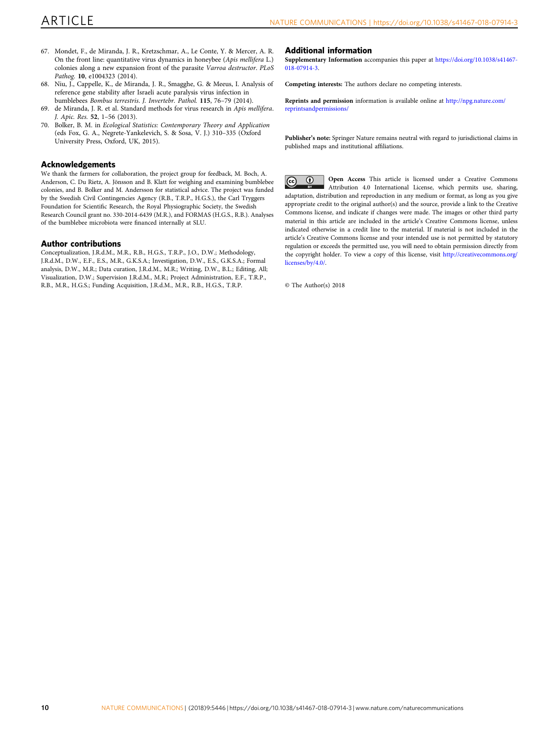67. Mondet, F., de Miranda, J. R., Kretzschmar, A., Le Conte, Y. & Mercer, A. R. On the front line: quantitative virus dynamics in honeybee (*Apis mellifera* L.) colonies along a new expansion front of the parasite *Varroa destructor*. *PLoS Pathog.* **10**, e1004323 (2014).
68. Niu, J., Cappelle, K., de Miranda, J. R., Smagghe, G. & Meeus, I. Analysis of reference gene stability after Israeli acute paralysis virus infection in bumblebees *Bombus terrestris*. *J. Invertebr. Pathol.* **115**, 76–79 (2014).
69. de Miranda, J. R. et al. Standard methods for virus research in *Apis mellifera*. *J. Apic. Res.* **52**, 1–56 (2013).
70. Bolker, B. M. in *Ecological Statistics: Contemporary Theory and Application* (eds Fox, G. A., Negrete-Yankelevich, S. & Sosa, V. J.) 310–335 (Oxford University Press, Oxford, UK, 2015).

## Acknowledgements

We thank the farmers for collaboration, the project group for feedback, M. Boch, A. Anderson, C. Du Rietz, A. Jönsson and B. Klatt for weighing and examining bumblebee colonies, and B. Bolker and M. Andersson for statistical advice. The project was funded by the Swedish Civil Contingencies Agency (R.B., T.R.P., H.G.S.), the Carl Tryggers Foundation for Scientific Research, the Royal Physiographic Society, the Swedish Research Council grant no. 330-2014-6439 (M.R.), and FORMAS (H.G.S., R.B.). Analyses of the bumblebee microbiota were financed internally at SLU.

## Author contributions

Conceptualization, J.R.d.M., M.R., R.B., H.G.S., T.R.P., J.O., D.W.; Methodology, J.R.d.M., D.W., E.F., E.S., M.R., G.K.S.A.; Investigation, D.W., E.S., G.K.S.A.; Formal analysis, D.W., M.R.; Data curation, J.R.d.M., M.R.; Writing, D.W., B.L.; Editing, All; Visualization, D.W.; Supervision J.R.d.M., M.R.; Project Administration, E.F., T.R.P., R.B., M.R., H.G.S.; Funding Acquisition, J.R.d.M., M.R., R.B., H.G.S., T.R.P.

## Additional information

**Supplementary Information** accompanies this paper at https://doi.org/10.1038/s41467-018-07914-3.

**Competing interests:** The authors declare no competing interests.

**Reprints and permission** information is available online at http://npg.nature.com/reprintsandpermissions/

**Publisher's note:** Springer Nature remains neutral with regard to jurisdictional claims in published maps and institutional affiliations.

**Open Access** This article is licensed under a Creative Commons Attribution 4.0 International License, which permits use, sharing, adaptation, distribution and reproduction in any medium or format, as long as you give appropriate credit to the original author(s) and the source, provide a link to the Creative Commons license, and indicate if changes were made. The images or other third party material in this article are included in the article's Creative Commons license, unless indicated otherwise in a credit line to the material. If material is not included in the article's Creative Commons license and your intended use is not permitted by statutory regulation or exceeds the permitted use, you will need to obtain permission directly from the copyright holder. To view a copy of this license, visit http://creativecommons.org/licenses/by/4.0/.

© The Author(s) 2018